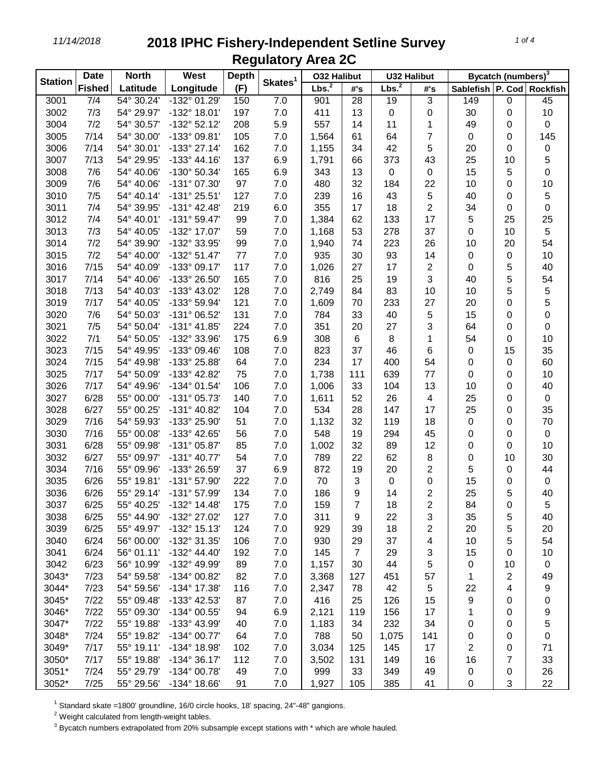# 2018 IPHC Fishery-Independent Setline Survey
## Regulatory Area 2C

11/14/2018

| Station | Date Fished | North Latitude | West Longitude | Depth (F) | Skates[1] | O32 Halibut Lbs.[2] | O32 Halibut #'s | U32 Halibut Lbs.[2] | U32 Halibut #'s | Bycatch (numbers)[3] Sablefish | Bycatch (numbers)[3] P. Cod | Bycatch (numbers)[3] Rockfish |
|---|---|---|---|---|---|---|---|---|---|---|---|---|
| 3001 | 7/4 | 54° 30.24' | -132° 01.29' | 150 | 7.0 | 901 | 28 | 19 | 3 | 149 | 0 | 45 |
| 3002 | 7/3 | 54° 29.97' | -132° 18.01' | 197 | 7.0 | 411 | 13 | 0 | 0 | 30 | 0 | 10 |
| 3004 | 7/2 | 54° 30.57' | -132° 52.12' | 208 | 5.9 | 557 | 14 | 11 | 1 | 49 | 0 | 0 |
| 3005 | 7/14 | 54° 30.00' | -133° 09.81' | 105 | 7.0 | 1,564 | 61 | 64 | 7 | 0 | 0 | 145 |
| 3006 | 7/14 | 54° 30.01' | -133° 27.14' | 162 | 7.0 | 1,155 | 34 | 42 | 5 | 20 | 0 | 0 |
| 3007 | 7/13 | 54° 29.95' | -133° 44.16' | 137 | 6.9 | 1,791 | 66 | 373 | 43 | 25 | 10 | 5 |
| 3008 | 7/6 | 54° 40.06' | -130° 50.34' | 165 | 6.9 | 343 | 13 | 0 | 0 | 15 | 5 | 0 |
| 3009 | 7/6 | 54° 40.06' | -131° 07.30' | 97 | 7.0 | 480 | 32 | 184 | 22 | 10 | 0 | 10 |
| 3010 | 7/5 | 54° 40.14' | -131° 25.51' | 127 | 7.0 | 239 | 16 | 43 | 5 | 40 | 0 | 5 |
| 3011 | 7/4 | 54° 39.95' | -131° 42.48' | 219 | 6.0 | 355 | 17 | 18 | 2 | 34 | 0 | 0 |
| 3012 | 7/4 | 54° 40.01' | -131° 59.47' | 99 | 7.0 | 1,384 | 62 | 133 | 17 | 5 | 25 | 25 |
| 3013 | 7/3 | 54° 40.05' | -132° 17.07' | 59 | 7.0 | 1,168 | 53 | 278 | 37 | 0 | 10 | 5 |
| 3014 | 7/2 | 54° 39.90' | -132° 33.95' | 99 | 7.0 | 1,940 | 74 | 223 | 26 | 10 | 20 | 54 |
| 3015 | 7/2 | 54° 40.00' | -132° 51.47' | 77 | 7.0 | 935 | 30 | 93 | 14 | 0 | 0 | 10 |
| 3016 | 7/15 | 54° 40.09' | -133° 09.17' | 117 | 7.0 | 1,026 | 27 | 17 | 2 | 0 | 5 | 40 |
| 3017 | 7/14 | 54° 40.06' | -133° 26.50' | 165 | 7.0 | 816 | 25 | 19 | 3 | 40 | 5 | 54 |
| 3018 | 7/13 | 54° 40.03' | -133° 43.02' | 128 | 7.0 | 2,749 | 84 | 83 | 10 | 10 | 5 | 5 |
| 3019 | 7/17 | 54° 40.05' | -133° 59.94' | 121 | 7.0 | 1,609 | 70 | 233 | 27 | 20 | 0 | 5 |
| 3020 | 7/6 | 54° 50.03' | -131° 06.52' | 131 | 7.0 | 784 | 33 | 40 | 5 | 15 | 0 | 0 |
| 3021 | 7/5 | 54° 50.04' | -131° 41.85' | 224 | 7.0 | 351 | 20 | 27 | 3 | 64 | 0 | 0 |
| 3022 | 7/1 | 54° 50.05' | -132° 33.96' | 175 | 6.9 | 308 | 6 | 8 | 1 | 54 | 0 | 10 |
| 3023 | 7/15 | 54° 49.95' | -133° 09.46' | 108 | 7.0 | 823 | 37 | 46 | 6 | 0 | 15 | 35 |
| 3024 | 7/15 | 54° 49.98' | -133° 25.88' | 64 | 7.0 | 234 | 17 | 400 | 54 | 0 | 0 | 60 |
| 3025 | 7/17 | 54° 50.09' | -133° 42.82' | 75 | 7.0 | 1,738 | 111 | 639 | 77 | 0 | 0 | 10 |
| 3026 | 7/17 | 54° 49.96' | -134° 01.54' | 106 | 7.0 | 1,006 | 33 | 104 | 13 | 10 | 0 | 40 |
| 3027 | 6/28 | 55° 00.00' | -131° 05.73' | 140 | 7.0 | 1,611 | 52 | 26 | 4 | 25 | 0 | 0 |
| 3028 | 6/27 | 55° 00.25' | -131° 40.82' | 104 | 7.0 | 534 | 28 | 147 | 17 | 25 | 0 | 35 |
| 3029 | 7/16 | 54° 59.93' | -133° 25.90' | 51 | 7.0 | 1,132 | 32 | 119 | 18 | 0 | 0 | 70 |
| 3030 | 7/16 | 55° 00.08' | -133° 42.65' | 56 | 7.0 | 548 | 19 | 294 | 45 | 0 | 0 | 0 |
| 3031 | 6/28 | 55° 09.98' | -131° 05.87' | 85 | 7.0 | 1,002 | 32 | 89 | 12 | 0 | 0 | 10 |
| 3032 | 6/27 | 55° 09.97' | -131° 40.77' | 54 | 7.0 | 789 | 22 | 62 | 8 | 0 | 10 | 30 |
| 3034 | 7/16 | 55° 09.96' | -133° 26.59' | 37 | 6.9 | 872 | 19 | 20 | 2 | 5 | 0 | 44 |
| 3035 | 6/26 | 55° 19.81' | -131° 57.90' | 222 | 7.0 | 70 | 3 | 0 | 0 | 15 | 0 | 0 |
| 3036 | 6/26 | 55° 29.14' | -131° 57.99' | 134 | 7.0 | 186 | 9 | 14 | 2 | 25 | 5 | 40 |
| 3037 | 6/25 | 55° 40.25' | -132° 14.48' | 175 | 7.0 | 159 | 7 | 18 | 2 | 84 | 0 | 5 |
| 3038 | 6/25 | 55° 44.90' | -132° 27.02' | 127 | 7.0 | 311 | 9 | 22 | 3 | 35 | 5 | 40 |
| 3039 | 6/25 | 55° 49.97' | -132° 15.13' | 124 | 7.0 | 929 | 39 | 18 | 2 | 20 | 5 | 20 |
| 3040 | 6/24 | 56° 00.00' | -132° 31.35' | 106 | 7.0 | 930 | 29 | 37 | 4 | 10 | 5 | 54 |
| 3041 | 6/24 | 56° 01.11' | -132° 44.40' | 192 | 7.0 | 145 | 7 | 29 | 3 | 15 | 0 | 10 |
| 3042 | 6/23 | 56° 10.99' | -132° 49.99' | 89 | 7.0 | 1,157 | 30 | 44 | 5 | 0 | 10 | 0 |
| 3043* | 7/23 | 54° 59.58' | -134° 00.82' | 82 | 7.0 | 3,368 | 127 | 451 | 57 | 1 | 2 | 49 |
| 3044* | 7/23 | 54° 59.56' | -134° 17.38' | 116 | 7.0 | 2,347 | 78 | 42 | 5 | 22 | 4 | 9 |
| 3045* | 7/22 | 55° 09.48' | -133° 42.53' | 87 | 7.0 | 416 | 25 | 126 | 15 | 9 | 0 | 0 |
| 3046* | 7/22 | 55° 09.30' | -134° 00.55' | 94 | 6.9 | 2,121 | 119 | 156 | 17 | 1 | 0 | 9 |
| 3047* | 7/22 | 55° 19.88' | -133° 43.99' | 40 | 7.0 | 1,183 | 34 | 232 | 34 | 0 | 0 | 5 |
| 3048* | 7/24 | 55° 19.82' | -134° 00.77' | 64 | 7.0 | 788 | 50 | 1,075 | 141 | 0 | 0 | 0 |
| 3049* | 7/17 | 55° 19.11' | -134° 18.98' | 102 | 7.0 | 3,034 | 125 | 145 | 17 | 2 | 0 | 71 |
| 3050* | 7/17 | 55° 19.88' | -134° 36.17' | 112 | 7.0 | 3,502 | 131 | 149 | 16 | 16 | 7 | 33 |
| 3051* | 7/24 | 55° 29.79' | -134° 00.78' | 49 | 7.0 | 999 | 33 | 349 | 49 | 0 | 0 | 26 |
| 3052* | 7/25 | 55° 29.56' | -134° 18.66' | 91 | 7.0 | 1,927 | 105 | 385 | 41 | 0 | 3 | 22 |

[1] Standard skate =1800' groundline, 16/0 circle hooks, 18' spacing, 24"-48" gangions.

[2] Weight calculated from length-weight tables.

[3] Bycatch numbers extrapolated from 20% subsample except stations with * which are whole hauled.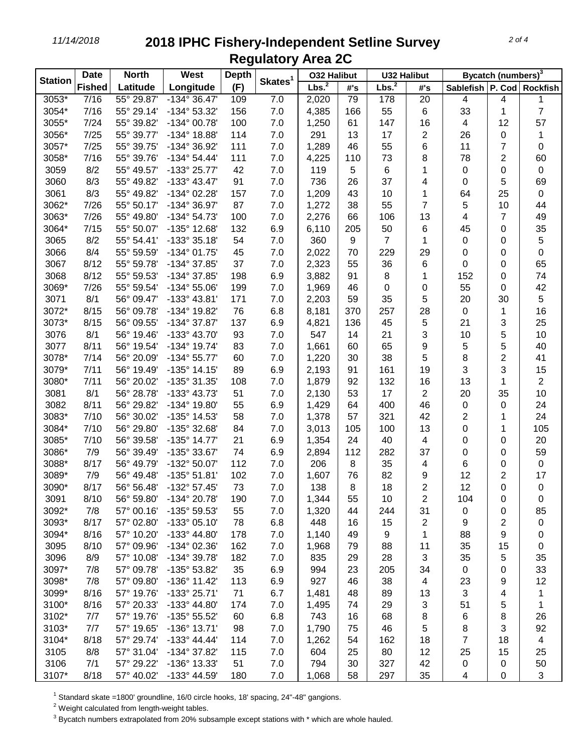# 2018 IPHC Fishery-Independent Setline Survey
## Regulatory Area 2C

| Station | Date Fished | North Latitude | West Longitude | Depth (F) | Skates[1] | O32 Halibut Lbs.[2] | O32 Halibut #'s | U32 Halibut Lbs.[2] | U32 Halibut #'s | Bycatch (numbers)[3] Sablefish | P. Cod | Rockfish |
|---|---|---|---|---|---|---|---|---|---|---|---|---|
| 3053* | 7/16 | 55° 29.87' | -134° 36.47' | 109 | 7.0 | 2,020 | 79 | 178 | 20 | 4 | 4 | 1 |
| 3054* | 7/16 | 55° 29.14' | -134° 53.32' | 156 | 7.0 | 4,385 | 166 | 55 | 6 | 33 | 1 | 7 |
| 3055* | 7/24 | 55° 39.82' | -134° 00.78' | 100 | 7.0 | 1,250 | 61 | 147 | 16 | 4 | 12 | 57 |
| 3056* | 7/25 | 55° 39.77' | -134° 18.88' | 114 | 7.0 | 291 | 13 | 17 | 2 | 26 | 0 | 1 |
| 3057* | 7/25 | 55° 39.75' | -134° 36.92' | 111 | 7.0 | 1,289 | 46 | 55 | 6 | 11 | 7 | 0 |
| 3058* | 7/16 | 55° 39.76' | -134° 54.44' | 111 | 7.0 | 4,225 | 110 | 73 | 8 | 78 | 2 | 60 |
| 3059 | 8/2 | 55° 49.57' | -133° 25.77' | 42 | 7.0 | 119 | 5 | 6 | 1 | 0 | 0 | 0 |
| 3060 | 8/3 | 55° 49.82' | -133° 43.47' | 91 | 7.0 | 736 | 26 | 37 | 4 | 0 | 5 | 69 |
| 3061 | 8/3 | 55° 49.82' | -134° 02.28' | 157 | 7.0 | 1,209 | 43 | 10 | 1 | 64 | 25 | 0 |
| 3062* | 7/26 | 55° 50.17' | -134° 36.97' | 87 | 7.0 | 1,272 | 38 | 55 | 7 | 5 | 10 | 44 |
| 3063* | 7/26 | 55° 49.80' | -134° 54.73' | 100 | 7.0 | 2,276 | 66 | 106 | 13 | 4 | 7 | 49 |
| 3064* | 7/15 | 55° 50.07' | -135° 12.68' | 132 | 6.9 | 6,110 | 205 | 50 | 6 | 45 | 0 | 35 |
| 3065 | 8/2 | 55° 54.41' | -133° 35.18' | 54 | 7.0 | 360 | 9 | 7 | 1 | 0 | 0 | 5 |
| 3066 | 8/4 | 55° 59.59' | -134° 01.75' | 45 | 7.0 | 2,022 | 70 | 229 | 29 | 0 | 0 | 0 |
| 3067 | 8/12 | 55° 59.78' | -134° 37.85' | 37 | 7.0 | 2,323 | 55 | 36 | 6 | 0 | 0 | 65 |
| 3068 | 8/12 | 55° 59.53' | -134° 37.85' | 198 | 6.9 | 3,882 | 91 | 8 | 1 | 152 | 0 | 74 |
| 3069* | 7/26 | 55° 59.54' | -134° 55.06' | 199 | 7.0 | 1,969 | 46 | 0 | 0 | 55 | 0 | 42 |
| 3071 | 8/1 | 56° 09.47' | -133° 43.81' | 171 | 7.0 | 2,203 | 59 | 35 | 5 | 20 | 30 | 5 |
| 3072* | 8/15 | 56° 09.78' | -134° 19.82' | 76 | 6.8 | 8,181 | 370 | 257 | 28 | 0 | 1 | 16 |
| 3073* | 8/15 | 56° 09.55' | -134° 37.87' | 137 | 6.9 | 4,821 | 136 | 45 | 5 | 21 | 3 | 25 |
| 3076 | 8/1 | 56° 19.46' | -133° 43.70' | 93 | 7.0 | 547 | 14 | 21 | 3 | 10 | 5 | 10 |
| 3077 | 8/11 | 56° 19.54' | -134° 19.74' | 83 | 7.0 | 1,661 | 60 | 65 | 9 | 5 | 5 | 40 |
| 3078* | 7/14 | 56° 20.09' | -134° 55.77' | 60 | 7.0 | 1,220 | 30 | 38 | 5 | 8 | 2 | 41 |
| 3079* | 7/11 | 56° 19.49' | -135° 14.15' | 89 | 6.9 | 2,193 | 91 | 161 | 19 | 3 | 3 | 15 |
| 3080* | 7/11 | 56° 20.02' | -135° 31.35' | 108 | 7.0 | 1,879 | 92 | 132 | 16 | 13 | 1 | 2 |
| 3081 | 8/1 | 56° 28.78' | -133° 43.73' | 51 | 7.0 | 2,130 | 53 | 17 | 2 | 20 | 35 | 10 |
| 3082 | 8/11 | 56° 29.82' | -134° 19.80' | 55 | 6.9 | 1,429 | 64 | 400 | 46 | 0 | 0 | 24 |
| 3083* | 7/10 | 56° 30.02' | -135° 14.53' | 58 | 7.0 | 1,378 | 57 | 321 | 42 | 2 | 1 | 24 |
| 3084* | 7/10 | 56° 29.80' | -135° 32.68' | 84 | 7.0 | 3,013 | 105 | 100 | 13 | 0 | 1 | 105 |
| 3085* | 7/10 | 56° 39.58' | -135° 14.77' | 21 | 6.9 | 1,354 | 24 | 40 | 4 | 0 | 0 | 20 |
| 3086* | 7/9 | 56° 39.49' | -135° 33.67' | 74 | 6.9 | 2,894 | 112 | 282 | 37 | 0 | 0 | 59 |
| 3088* | 8/17 | 56° 49.79' | -132° 50.07' | 112 | 7.0 | 206 | 8 | 35 | 4 | 6 | 0 | 0 |
| 3089* | 7/9 | 56° 49.48' | -135° 51.81' | 102 | 7.0 | 1,607 | 76 | 82 | 9 | 12 | 2 | 17 |
| 3090* | 8/17 | 56° 56.48' | -132° 57.45' | 73 | 7.0 | 138 | 8 | 18 | 2 | 12 | 0 | 0 |
| 3091 | 8/10 | 56° 59.80' | -134° 20.78' | 190 | 7.0 | 1,344 | 55 | 10 | 2 | 104 | 0 | 0 |
| 3092* | 7/8 | 57° 00.16' | -135° 59.53' | 55 | 7.0 | 1,320 | 44 | 244 | 31 | 0 | 0 | 85 |
| 3093* | 8/17 | 57° 02.80' | -133° 05.10' | 78 | 6.8 | 448 | 16 | 15 | 2 | 9 | 2 | 0 |
| 3094* | 8/16 | 57° 10.20' | -133° 44.80' | 178 | 7.0 | 1,140 | 49 | 9 | 1 | 88 | 9 | 0 |
| 3095 | 8/10 | 57° 09.96' | -134° 02.36' | 162 | 7.0 | 1,968 | 79 | 88 | 11 | 35 | 15 | 0 |
| 3096 | 8/9 | 57° 10.08' | -134° 39.78' | 182 | 7.0 | 835 | 29 | 28 | 3 | 35 | 5 | 35 |
| 3097* | 7/8 | 57° 09.78' | -135° 53.82' | 35 | 6.9 | 994 | 23 | 205 | 34 | 0 | 0 | 33 |
| 3098* | 7/8 | 57° 09.80' | -136° 11.42' | 113 | 6.9 | 927 | 46 | 38 | 4 | 23 | 9 | 12 |
| 3099* | 8/16 | 57° 19.76' | -133° 25.71' | 71 | 6.7 | 1,481 | 48 | 89 | 13 | 3 | 4 | 1 |
| 3100* | 8/16 | 57° 20.33' | -133° 44.80' | 174 | 7.0 | 1,495 | 74 | 29 | 3 | 51 | 5 | 1 |
| 3102* | 7/7 | 57° 19.76' | -135° 55.52' | 60 | 6.8 | 743 | 16 | 68 | 8 | 6 | 8 | 26 |
| 3103* | 7/7 | 57° 19.65' | -136° 13.71' | 98 | 7.0 | 1,790 | 75 | 46 | 5 | 8 | 3 | 92 |
| 3104* | 8/18 | 57° 29.74' | -133° 44.44' | 114 | 7.0 | 1,262 | 54 | 162 | 18 | 7 | 18 | 4 |
| 3105 | 8/8 | 57° 31.04' | -134° 37.82' | 115 | 7.0 | 604 | 25 | 80 | 12 | 25 | 15 | 25 |
| 3106 | 7/1 | 57° 29.22' | -136° 13.33' | 51 | 7.0 | 794 | 30 | 327 | 42 | 0 | 0 | 50 |
| 3107* | 8/18 | 57° 40.02' | -133° 44.59' | 180 | 7.0 | 1,068 | 58 | 297 | 35 | 4 | 0 | 3 |

[1] Standard skate =1800' groundline, 16/0 circle hooks, 18' spacing, 24"-48" gangions.

[2] Weight calculated from length-weight tables.

[3] Bycatch numbers extrapolated from 20% subsample except stations with * which are whole hauled.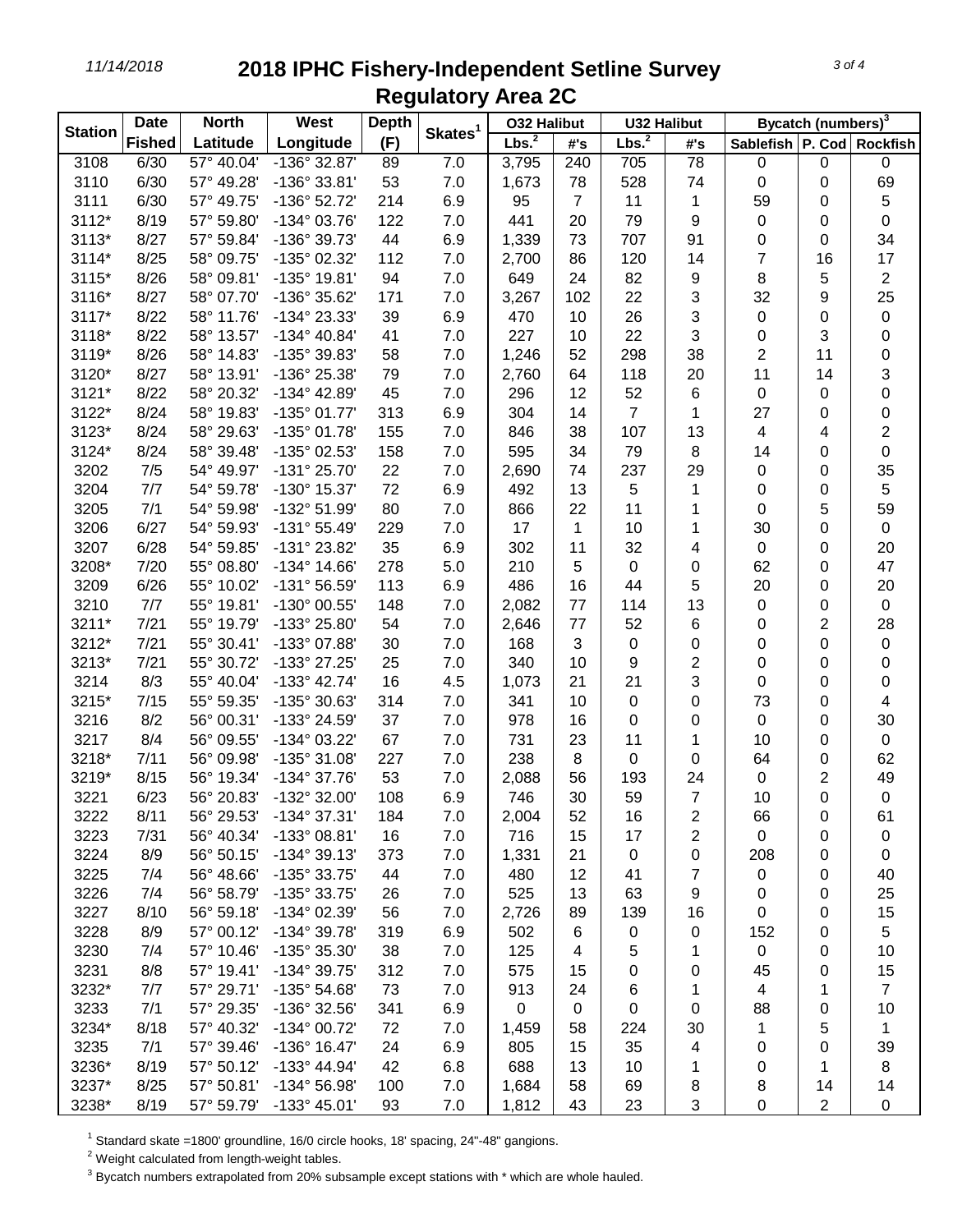# 2018 IPHC Fishery-Independent Setline Survey
## Regulatory Area 2C

| Station | Date Fished | North Latitude | West Longitude | Depth (F) | Skates[1] | O32 Halibut | | U32 Halibut | | Bycatch (numbers)[3] | | |
|---|---|---|---|---|---|---|---|---|---|---|---|---|
| | | | | | | Lbs.[2] | #'s | Lbs.[2] | #'s | Sablefish | P. Cod | Rockfish |
| 3108 | 6/30 | 57° 40.04' | -136° 32.87' | 89 | 7.0 | 3,795 | 240 | 705 | 78 | 0 | 0 | 0 |
| 3110 | 6/30 | 57° 49.28' | -136° 33.81' | 53 | 7.0 | 1,673 | 78 | 528 | 74 | 0 | 0 | 69 |
| 3111 | 6/30 | 57° 49.75' | -136° 52.72' | 214 | 6.9 | 95 | 7 | 11 | 1 | 59 | 0 | 5 |
| 3112* | 8/19 | 57° 59.80' | -134° 03.76' | 122 | 7.0 | 441 | 20 | 79 | 9 | 0 | 0 | 0 |
| 3113* | 8/27 | 57° 59.84' | -136° 39.73' | 44 | 6.9 | 1,339 | 73 | 707 | 91 | 0 | 0 | 34 |
| 3114* | 8/25 | 58° 09.75' | -135° 02.32' | 112 | 7.0 | 2,700 | 86 | 120 | 14 | 7 | 16 | 17 |
| 3115* | 8/26 | 58° 09.81' | -135° 19.81' | 94 | 7.0 | 649 | 24 | 82 | 9 | 8 | 5 | 2 |
| 3116* | 8/27 | 58° 07.70' | -136° 35.62' | 171 | 7.0 | 3,267 | 102 | 22 | 3 | 32 | 9 | 25 |
| 3117* | 8/22 | 58° 11.76' | -134° 23.33' | 39 | 6.9 | 470 | 10 | 26 | 3 | 0 | 0 | 0 |
| 3118* | 8/22 | 58° 13.57' | -134° 40.84' | 41 | 7.0 | 227 | 10 | 22 | 3 | 0 | 3 | 0 |
| 3119* | 8/26 | 58° 14.83' | -135° 39.83' | 58 | 7.0 | 1,246 | 52 | 298 | 38 | 2 | 11 | 0 |
| 3120* | 8/27 | 58° 13.91' | -136° 25.38' | 79 | 7.0 | 2,760 | 64 | 118 | 20 | 11 | 14 | 3 |
| 3121* | 8/22 | 58° 20.32' | -134° 42.89' | 45 | 7.0 | 296 | 12 | 52 | 6 | 0 | 0 | 0 |
| 3122* | 8/24 | 58° 19.83' | -135° 01.77' | 313 | 6.9 | 304 | 14 | 7 | 1 | 27 | 0 | 0 |
| 3123* | 8/24 | 58° 29.63' | -135° 01.78' | 155 | 7.0 | 846 | 38 | 107 | 13 | 4 | 4 | 2 |
| 3124* | 8/24 | 58° 39.48' | -135° 02.53' | 158 | 7.0 | 595 | 34 | 79 | 8 | 14 | 0 | 0 |
| 3202 | 7/5 | 54° 49.97' | -131° 25.70' | 22 | 7.0 | 2,690 | 74 | 237 | 29 | 0 | 0 | 35 |
| 3204 | 7/7 | 54° 59.78' | -130° 15.37' | 72 | 6.9 | 492 | 13 | 5 | 1 | 0 | 0 | 5 |
| 3205 | 7/1 | 54° 59.98' | -132° 51.99' | 80 | 7.0 | 866 | 22 | 11 | 1 | 0 | 5 | 59 |
| 3206 | 6/27 | 54° 59.93' | -131° 55.49' | 229 | 7.0 | 17 | 1 | 10 | 1 | 30 | 0 | 0 |
| 3207 | 6/28 | 54° 59.85' | -131° 23.82' | 35 | 6.9 | 302 | 11 | 32 | 4 | 0 | 0 | 20 |
| 3208* | 7/20 | 55° 08.80' | -134° 14.66' | 278 | 5.0 | 210 | 5 | 0 | 0 | 62 | 0 | 47 |
| 3209 | 6/26 | 55° 10.02' | -131° 56.59' | 113 | 6.9 | 486 | 16 | 44 | 5 | 20 | 0 | 20 |
| 3210 | 7/7 | 55° 19.81' | -130° 00.55' | 148 | 7.0 | 2,082 | 77 | 114 | 13 | 0 | 0 | 0 |
| 3211* | 7/21 | 55° 19.79' | -133° 25.80' | 54 | 7.0 | 2,646 | 77 | 52 | 6 | 0 | 2 | 28 |
| 3212* | 7/21 | 55° 30.41' | -133° 07.88' | 30 | 7.0 | 168 | 3 | 0 | 0 | 0 | 0 | 0 |
| 3213* | 7/21 | 55° 30.72' | -133° 27.25' | 25 | 7.0 | 340 | 10 | 9 | 2 | 0 | 0 | 0 |
| 3214 | 8/3 | 55° 40.04' | -133° 42.74' | 16 | 4.5 | 1,073 | 21 | 21 | 3 | 0 | 0 | 0 |
| 3215* | 7/15 | 55° 59.35' | -135° 30.63' | 314 | 7.0 | 341 | 10 | 0 | 0 | 73 | 0 | 4 |
| 3216 | 8/2 | 56° 00.31' | -133° 24.59' | 37 | 7.0 | 978 | 16 | 0 | 0 | 0 | 0 | 30 |
| 3217 | 8/4 | 56° 09.55' | -134° 03.22' | 67 | 7.0 | 731 | 23 | 11 | 1 | 10 | 0 | 0 |
| 3218* | 7/11 | 56° 09.98' | -135° 31.08' | 227 | 7.0 | 238 | 8 | 0 | 0 | 64 | 0 | 62 |
| 3219* | 8/15 | 56° 19.34' | -134° 37.76' | 53 | 7.0 | 2,088 | 56 | 193 | 24 | 0 | 2 | 49 |
| 3221 | 6/23 | 56° 20.83' | -132° 32.00' | 108 | 6.9 | 746 | 30 | 59 | 7 | 10 | 0 | 0 |
| 3222 | 8/11 | 56° 29.53' | -134° 37.31' | 184 | 7.0 | 2,004 | 52 | 16 | 2 | 66 | 0 | 61 |
| 3223 | 7/31 | 56° 40.34' | -133° 08.81' | 16 | 7.0 | 716 | 15 | 17 | 2 | 0 | 0 | 0 |
| 3224 | 8/9 | 56° 50.15' | -134° 39.13' | 373 | 7.0 | 1,331 | 21 | 0 | 0 | 208 | 0 | 0 |
| 3225 | 7/4 | 56° 48.66' | -135° 33.75' | 44 | 7.0 | 480 | 12 | 41 | 7 | 0 | 0 | 40 |
| 3226 | 7/4 | 56° 58.79' | -135° 33.75' | 26 | 7.0 | 525 | 13 | 63 | 9 | 0 | 0 | 25 |
| 3227 | 8/10 | 56° 59.18' | -134° 02.39' | 56 | 7.0 | 2,726 | 89 | 139 | 16 | 0 | 0 | 15 |
| 3228 | 8/9 | 57° 00.12' | -134° 39.78' | 319 | 6.9 | 502 | 6 | 0 | 0 | 152 | 0 | 5 |
| 3230 | 7/4 | 57° 10.46' | -135° 35.30' | 38 | 7.0 | 125 | 4 | 5 | 1 | 0 | 0 | 10 |
| 3231 | 8/8 | 57° 19.41' | -134° 39.75' | 312 | 7.0 | 575 | 15 | 0 | 0 | 45 | 0 | 15 |
| 3232* | 7/7 | 57° 29.71' | -135° 54.68' | 73 | 7.0 | 913 | 24 | 6 | 1 | 4 | 1 | 7 |
| 3233 | 7/1 | 57° 29.35' | -136° 32.56' | 341 | 6.9 | 0 | 0 | 0 | 0 | 88 | 0 | 10 |
| 3234* | 8/18 | 57° 40.32' | -134° 00.72' | 72 | 7.0 | 1,459 | 58 | 224 | 30 | 1 | 5 | 1 |
| 3235 | 7/1 | 57° 39.46' | -136° 16.47' | 24 | 6.9 | 805 | 15 | 35 | 4 | 0 | 0 | 39 |
| 3236* | 8/19 | 57° 50.12' | -133° 44.94' | 42 | 6.8 | 688 | 13 | 10 | 1 | 0 | 1 | 8 |
| 3237* | 8/25 | 57° 50.81' | -134° 56.98' | 100 | 7.0 | 1,684 | 58 | 69 | 8 | 8 | 14 | 14 |
| 3238* | 8/19 | 57° 59.79' | -133° 45.01' | 93 | 7.0 | 1,812 | 43 | 23 | 3 | 0 | 2 | 0 |

[1] Standard skate =1800' groundline, 16/0 circle hooks, 18' spacing, 24"-48" gangions.

[2] Weight calculated from length-weight tables.

[3] Bycatch numbers extrapolated from 20% subsample except stations with * which are whole hauled.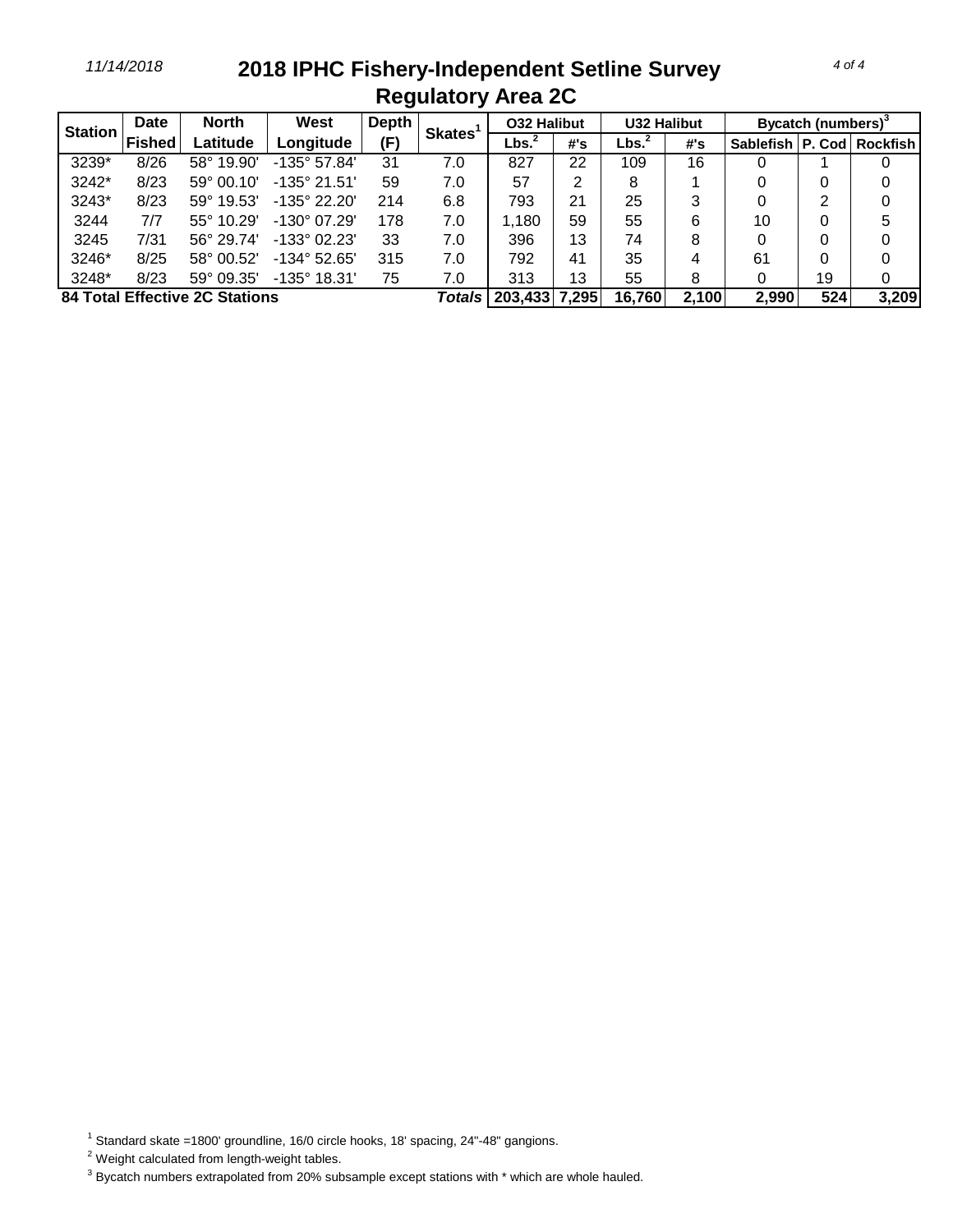# 2018 IPHC Fishery-Independent Setline Survey

## Regulatory Area 2C

| Station | Date Fished | North Latitude | West Longitude | Depth (F) | Skates[1] | O32 Halibut | | U32 Halibut | | Bycatch (numbers)[3] | | |
|---|---|---|---|---|---|---|---|---|---|---|---|---|
| | | | | | | Lbs.[2] | #'s | Lbs.[2] | #'s | Sablefish | P. Cod | Rockfish |
| 3239* | 8/26 | 58° 19.90' | -135° 57.84' | 31 | 7.0 | 827 | 22 | 109 | 16 | 0 | 1 | 0 |
| 3242* | 8/23 | 59° 00.10' | -135° 21.51' | 59 | 7.0 | 57 | 2 | 8 | 1 | 0 | 0 | 0 |
| 3243* | 8/23 | 59° 19.53' | -135° 22.20' | 214 | 6.8 | 793 | 21 | 25 | 3 | 0 | 2 | 0 |
| 3244 | 7/7 | 55° 10.29' | -130° 07.29' | 178 | 7.0 | 1,180 | 59 | 55 | 6 | 10 | 0 | 5 |
| 3245 | 7/31 | 56° 29.74' | -133° 02.23' | 33 | 7.0 | 396 | 13 | 74 | 8 | 0 | 0 | 0 |
| 3246* | 8/25 | 58° 00.52' | -134° 52.65' | 315 | 7.0 | 792 | 41 | 35 | 4 | 61 | 0 | 0 |
| 3248* | 8/23 | 59° 09.35' | -135° 18.31' | 75 | 7.0 | 313 | 13 | 55 | 8 | 0 | 19 | 0 |
| **84 Total Effective 2C Stations** | | | | | ***Totals*** | **203,433** | **7,295** | **16,760** | **2,100** | **2,990** | **524** | **3,209** |

[1] Standard skate =1800' groundline, 16/0 circle hooks, 18' spacing, 24"-48" gangions.

[2] Weight calculated from length-weight tables.

[3] Bycatch numbers extrapolated from 20% subsample except stations with * which are whole hauled.